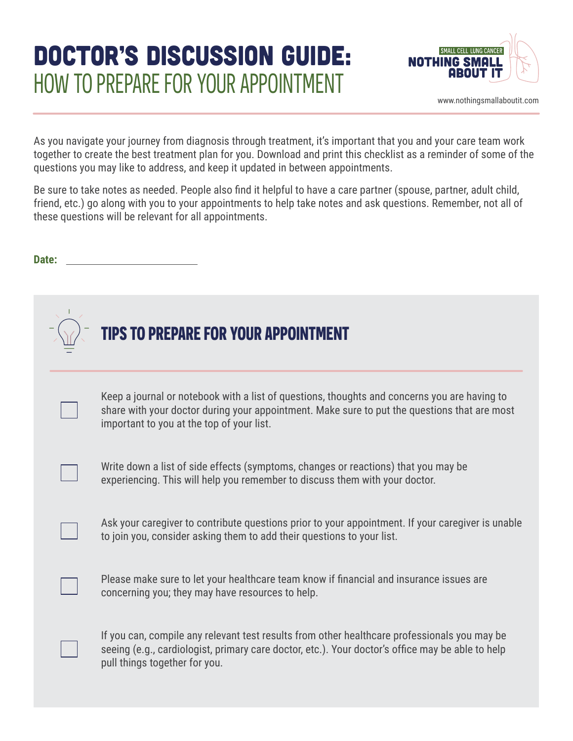# DOCTOR'S DISCUSSION GUIDE:
## HOW TO PREPARE FOR YOUR APPOINTMENT

SMALL CELL LUNG CANCER
NOTHING SMALL ABOUT IT

www.nothingsmallaboutit.com

As you navigate your journey from diagnosis through treatment, it's important that you and your care team work together to create the best treatment plan for you. Download and print this checklist as a reminder of some of the questions you may like to address, and keep it updated in between appointments.

Be sure to take notes as needed. People also find it helpful to have a care partner (spouse, partner, adult child, friend, etc.) go along with you to your appointments to help take notes and ask questions. Remember, not all of these questions will be relevant for all appointments.

**Date:** ______________________

## TIPS TO PREPARE FOR YOUR APPOINTMENT

- [ ] Keep a journal or notebook with a list of questions, thoughts and concerns you are having to share with your doctor during your appointment. Make sure to put the questions that are most important to you at the top of your list.
- [ ] Write down a list of side effects (symptoms, changes or reactions) that you may be experiencing. This will help you remember to discuss them with your doctor.
- [ ] Ask your caregiver to contribute questions prior to your appointment. If your caregiver is unable to join you, consider asking them to add their questions to your list.
- [ ] Please make sure to let your healthcare team know if financial and insurance issues are concerning you; they may have resources to help.
- [ ] If you can, compile any relevant test results from other healthcare professionals you may be seeing (e.g., cardiologist, primary care doctor, etc.). Your doctor's office may be able to help pull things together for you.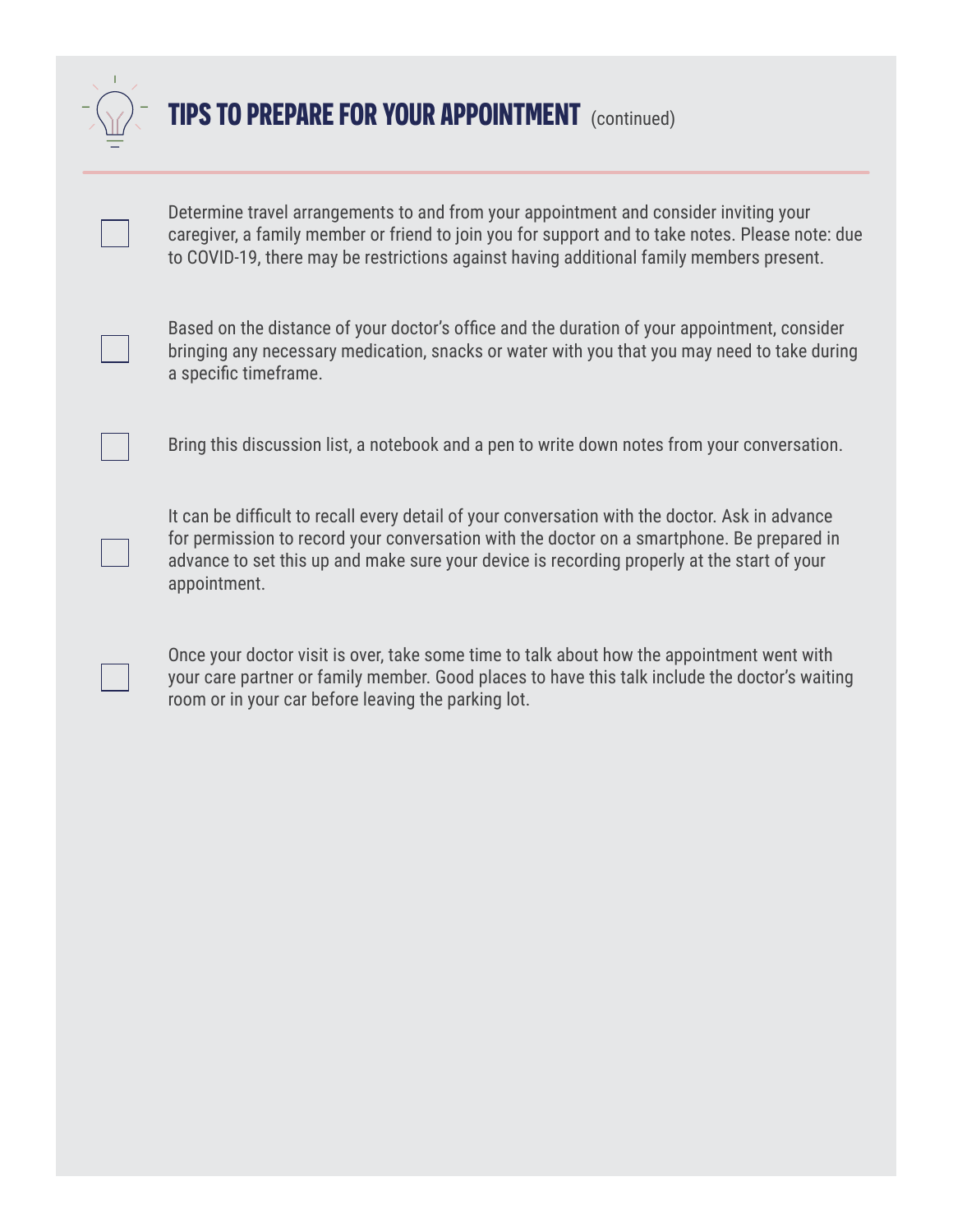## TIPS TO PREPARE FOR YOUR APPOINTMENT (continued)

- [ ] Determine travel arrangements to and from your appointment and consider inviting your caregiver, a family member or friend to join you for support and to take notes. Please note: due to COVID-19, there may be restrictions against having additional family members present.

- [ ] Based on the distance of your doctor's office and the duration of your appointment, consider bringing any necessary medication, snacks or water with you that you may need to take during a specific timeframe.

- [ ] Bring this discussion list, a notebook and a pen to write down notes from your conversation.

- [ ] It can be difficult to recall every detail of your conversation with the doctor. Ask in advance for permission to record your conversation with the doctor on a smartphone. Be prepared in advance to set this up and make sure your device is recording properly at the start of your appointment.

- [ ] Once your doctor visit is over, take some time to talk about how the appointment went with your care partner or family member. Good places to have this talk include the doctor's waiting room or in your car before leaving the parking lot.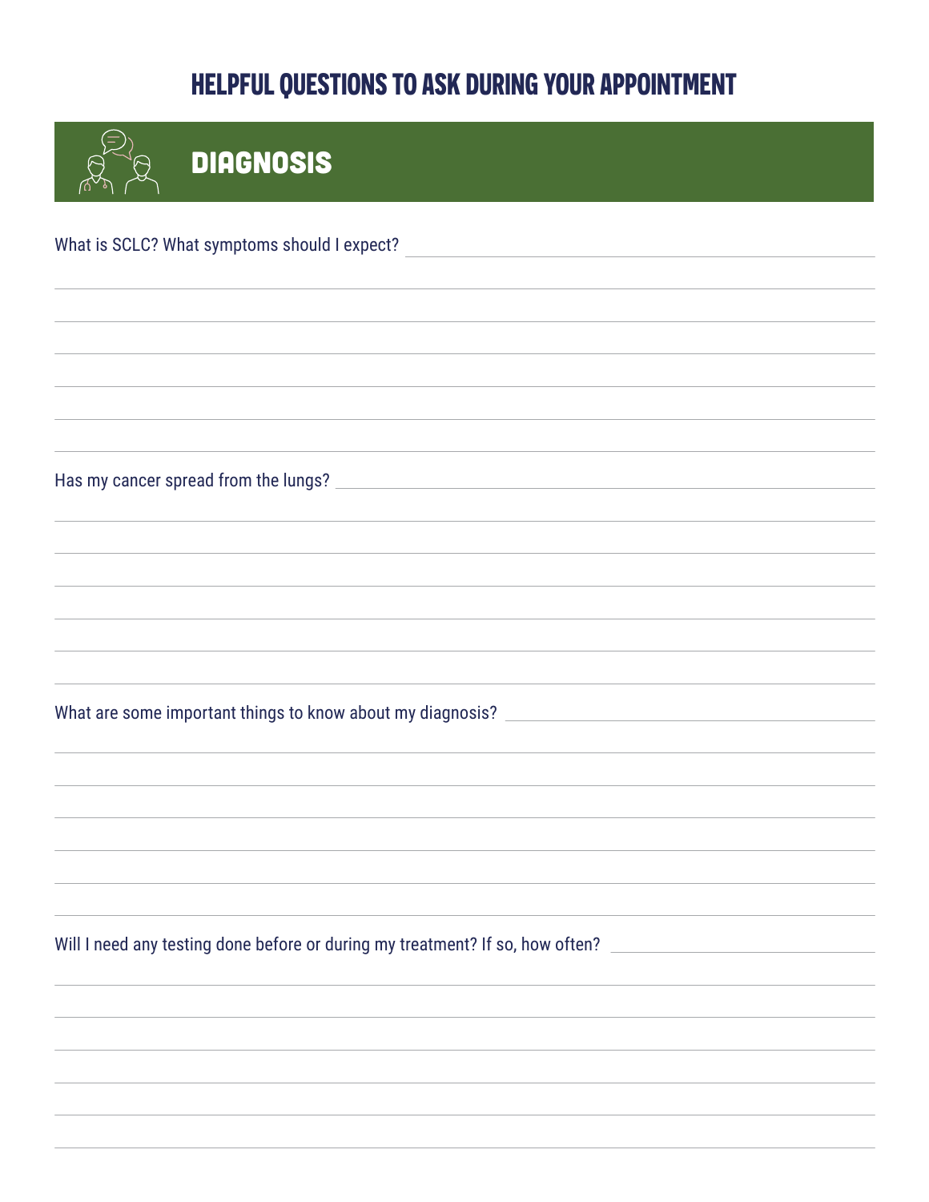# HELPFUL QUESTIONS TO ASK DURING YOUR APPOINTMENT

## DIAGNOSIS

What is SCLC? What symptoms should I expect?

Has my cancer spread from the lungs?

What are some important things to know about my diagnosis?

Will I need any testing done before or during my treatment? If so, how often?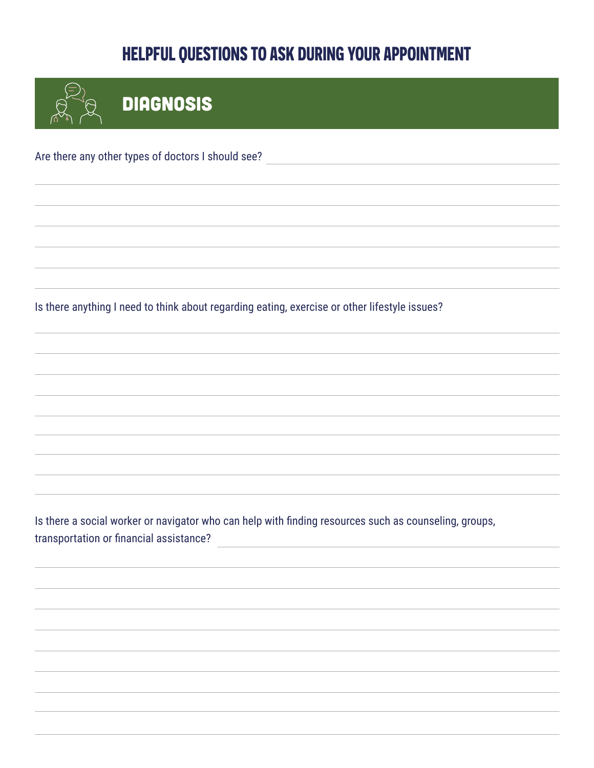# HELPFUL QUESTIONS TO ASK DURING YOUR APPOINTMENT

## DIAGNOSIS

Are there any other types of doctors I should see?

Is there anything I need to think about regarding eating, exercise or other lifestyle issues?

Is there a social worker or navigator who can help with finding resources such as counseling, groups, transportation or financial assistance?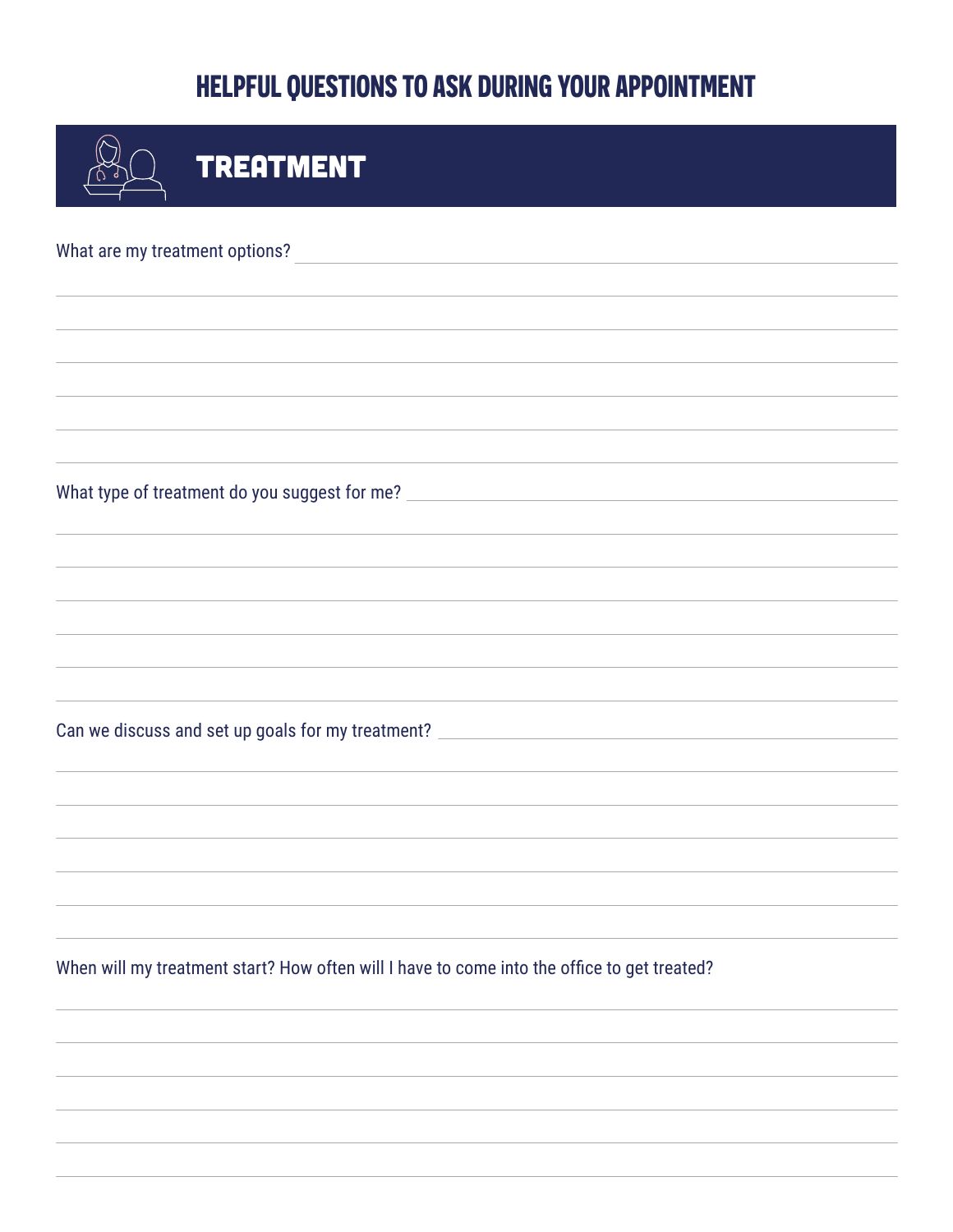# HELPFUL QUESTIONS TO ASK DURING YOUR APPOINTMENT

## TREATMENT

What are my treatment options?

What type of treatment do you suggest for me?

Can we discuss and set up goals for my treatment?

When will my treatment start? How often will I have to come into the office to get treated?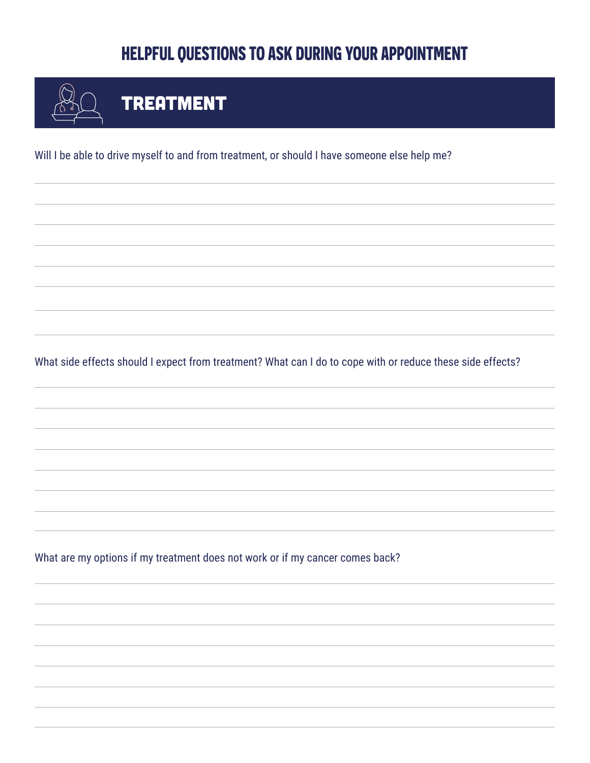# HELPFUL QUESTIONS TO ASK DURING YOUR APPOINTMENT

## TREATMENT

Will I be able to drive myself to and from treatment, or should I have someone else help me?

What side effects should I expect from treatment? What can I do to cope with or reduce these side effects?

What are my options if my treatment does not work or if my cancer comes back?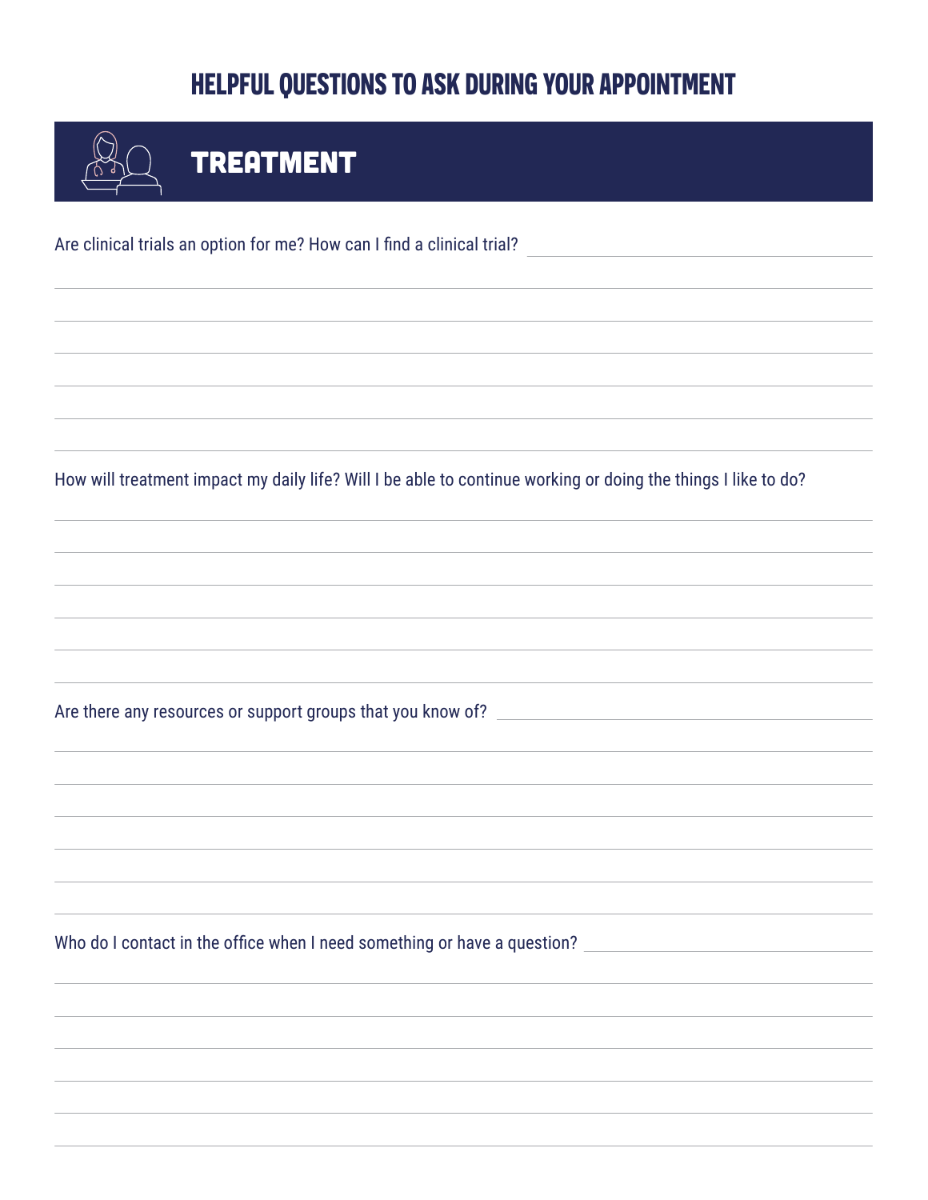# HELPFUL QUESTIONS TO ASK DURING YOUR APPOINTMENT

## TREATMENT

Are clinical trials an option for me? How can I find a clinical trial?

How will treatment impact my daily life? Will I be able to continue working or doing the things I like to do?

Are there any resources or support groups that you know of?

Who do I contact in the office when I need something or have a question?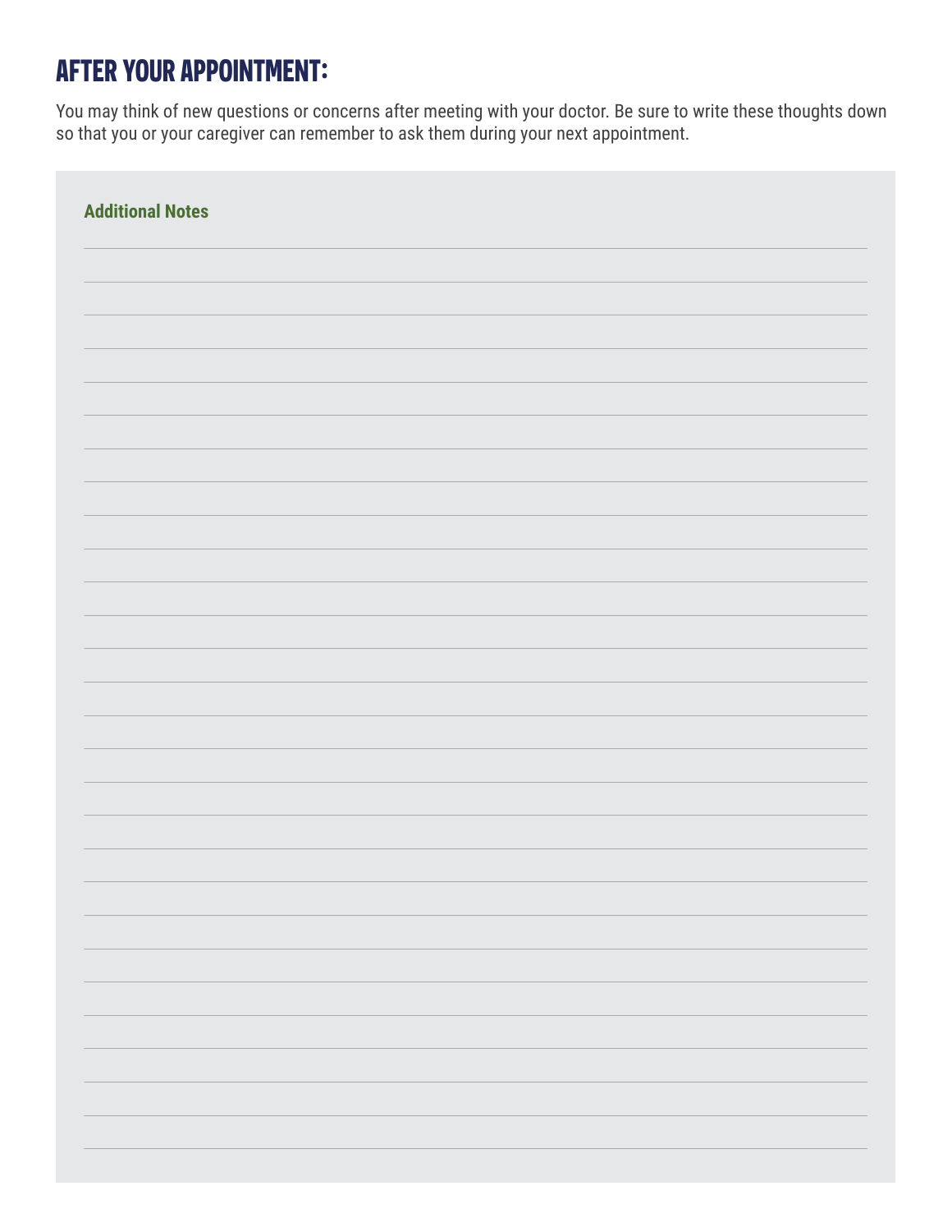# AFTER YOUR APPOINTMENT:

You may think of new questions or concerns after meeting with your doctor. Be sure to write these thoughts down so that you or your caregiver can remember to ask them during your next appointment.

**Additional Notes**